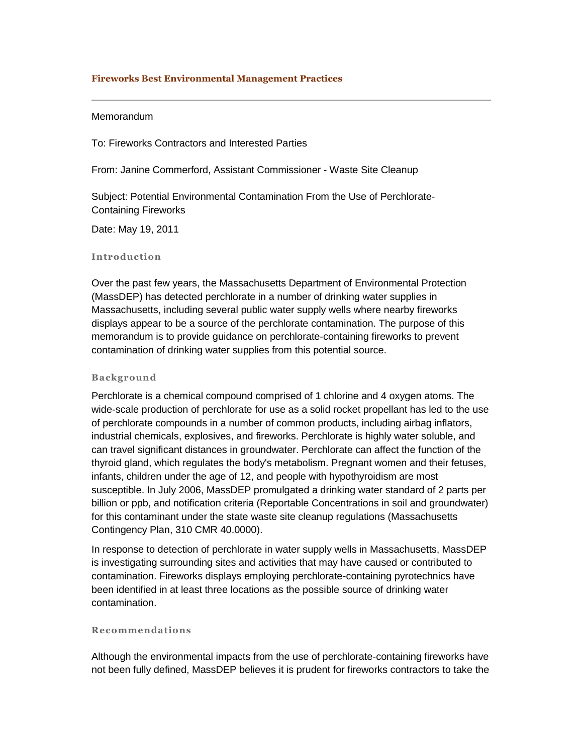## Fireworks Best Environmental Management Practices

---

Memorandum

To: Fireworks Contractors and Interested Parties

From: Janine Commerford, Assistant Commissioner - Waste Site Cleanup

Subject: Potential Environmental Contamination From the Use of Perchlorate-Containing Fireworks

Date: May 19, 2011

### Introduction

Over the past few years, the Massachusetts Department of Environmental Protection (MassDEP) has detected perchlorate in a number of drinking water supplies in Massachusetts, including several public water supply wells where nearby fireworks displays appear to be a source of the perchlorate contamination. The purpose of this memorandum is to provide guidance on perchlorate-containing fireworks to prevent contamination of drinking water supplies from this potential source.

### Background

Perchlorate is a chemical compound comprised of 1 chlorine and 4 oxygen atoms. The wide-scale production of perchlorate for use as a solid rocket propellant has led to the use of perchlorate compounds in a number of common products, including airbag inflators, industrial chemicals, explosives, and fireworks. Perchlorate is highly water soluble, and can travel significant distances in groundwater. Perchlorate can affect the function of the thyroid gland, which regulates the body's metabolism. Pregnant women and their fetuses, infants, children under the age of 12, and people with hypothyroidism are most susceptible. In July 2006, MassDEP promulgated a drinking water standard of 2 parts per billion or ppb, and notification criteria (Reportable Concentrations in soil and groundwater) for this contaminant under the state waste site cleanup regulations (Massachusetts Contingency Plan, 310 CMR 40.0000).

In response to detection of perchlorate in water supply wells in Massachusetts, MassDEP is investigating surrounding sites and activities that may have caused or contributed to contamination. Fireworks displays employing perchlorate-containing pyrotechnics have been identified in at least three locations as the possible source of drinking water contamination.

### Recommendations

Although the environmental impacts from the use of perchlorate-containing fireworks have not been fully defined, MassDEP believes it is prudent for fireworks contractors to take the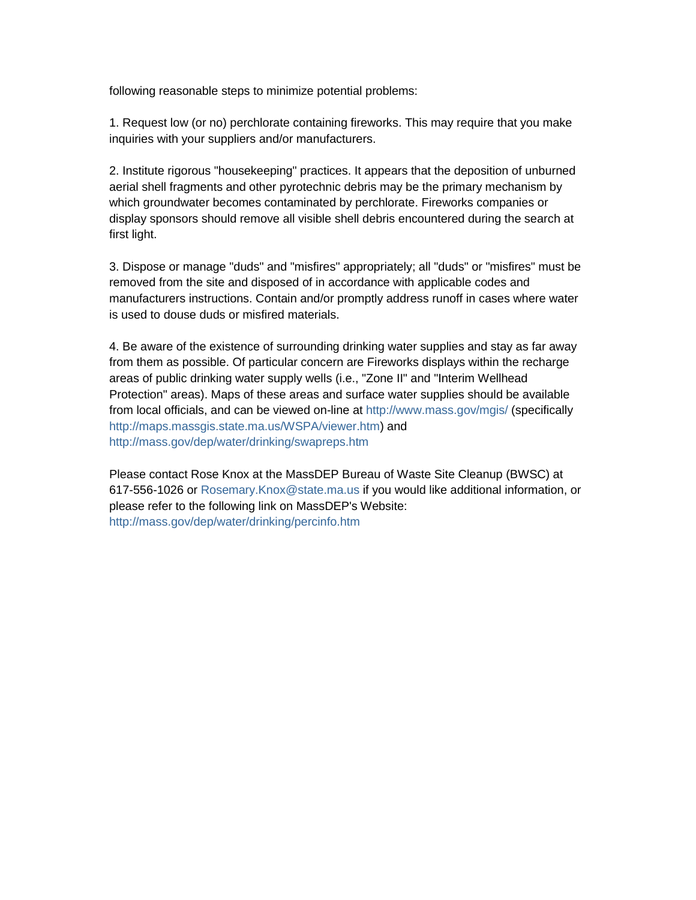following reasonable steps to minimize potential problems:

1. Request low (or no) perchlorate containing fireworks. This may require that you make inquiries with your suppliers and/or manufacturers.

2. Institute rigorous "housekeeping" practices. It appears that the deposition of unburned aerial shell fragments and other pyrotechnic debris may be the primary mechanism by which groundwater becomes contaminated by perchlorate. Fireworks companies or display sponsors should remove all visible shell debris encountered during the search at first light.

3. Dispose or manage "duds" and "misfires" appropriately; all "duds" or "misfires" must be removed from the site and disposed of in accordance with applicable codes and manufacturers instructions. Contain and/or promptly address runoff in cases where water is used to douse duds or misfired materials.

4. Be aware of the existence of surrounding drinking water supplies and stay as far away from them as possible. Of particular concern are Fireworks displays within the recharge areas of public drinking water supply wells (i.e., "Zone II" and "Interim Wellhead Protection" areas). Maps of these areas and surface water supplies should be available from local officials, and can be viewed on-line at http://www.mass.gov/mgis/ (specifically http://maps.massgis.state.ma.us/WSPA/viewer.htm) and http://mass.gov/dep/water/drinking/swapreps.htm

Please contact Rose Knox at the MassDEP Bureau of Waste Site Cleanup (BWSC) at 617-556-1026 or Rosemary.Knox@state.ma.us if you would like additional information, or please refer to the following link on MassDEP's Website: http://mass.gov/dep/water/drinking/percinfo.htm